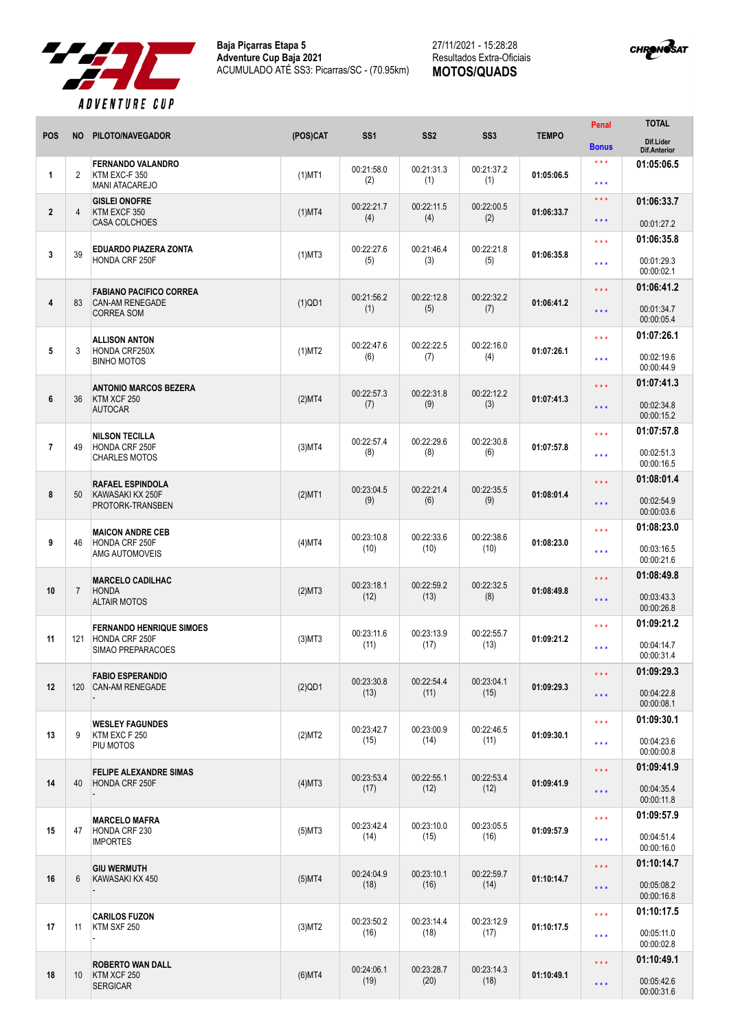Baja Piçarras Etapa 5
Adventure Cup Baja 2021
ACUMULADO ATÉ SS3: Picarras/SC - (70.95km)

27/11/2021 - 15:28:28
Resultados Extra-Oficiais
**MOTOS/QUADS**

| POS | NO | PILOTO/NAVEGADOR | (POS)CAT | SS1 | SS2 | SS3 | TEMPO | Penal / Bonus | TOTAL / Dif.Lider / Dif.Anterior |
|---|---|---|---|---|---|---|---|---|---|
| 1 | 2 | **FERNANDO VALANDRO** KTM EXC-F 350 MANI ATACAREJO | (1)MT1 | 00:21:58.0 (2) | 00:21:31.3 (1) | 00:21:37.2 (1) | 01:05:06.5 | *** *** | **01:05:06.5** |
| 2 | 4 | **GISLEI ONOFRE** KTM EXCF 350 CASA COLCHOES | (1)MT4 | 00:22:21.7 (4) | 00:22:11.5 (4) | 00:22:00.5 (2) | 01:06:33.7 | *** *** | **01:06:33.7** 00:01:27.2 |
| 3 | 39 | **EDUARDO PIAZERA ZONTA** HONDA CRF 250F | (1)MT3 | 00:22:27.6 (5) | 00:21:46.4 (3) | 00:22:21.8 (5) | 01:06:35.8 | *** *** | **01:06:35.8** 00:01:29.3 00:00:02.1 |
| 4 | 83 | **FABIANO PACIFICO CORREA** CAN-AM RENEGADE CORREA SOM | (1)QD1 | 00:21:56.2 (1) | 00:22:12.8 (5) | 00:22:32.2 (7) | 01:06:41.2 | *** *** | **01:06:41.2** 00:01:34.7 00:00:05.4 |
| 5 | 3 | **ALLISON ANTON** HONDA CRF250X BINHO MOTOS | (1)MT2 | 00:22:47.6 (6) | 00:22:22.5 (7) | 00:22:16.0 (4) | 01:07:26.1 | *** *** | **01:07:26.1** 00:02:19.6 00:00:44.9 |
| 6 | 36 | **ANTONIO MARCOS BEZERA** KTM XCF 250 AUTOCAR | (2)MT4 | 00:22:57.3 (7) | 00:22:31.8 (9) | 00:22:12.2 (3) | 01:07:41.3 | *** *** | **01:07:41.3** 00:02:34.8 00:00:15.2 |
| 7 | 49 | **NILSON TECILLA** HONDA CRF 250F CHARLES MOTOS | (3)MT4 | 00:22:57.4 (8) | 00:22:29.6 (8) | 00:22:30.8 (6) | 01:07:57.8 | *** *** | **01:07:57.8** 00:02:51.3 00:00:16.5 |
| 8 | 50 | **RAFAEL ESPINDOLA** KAWASAKI KX 250F PROTORK-TRANSBEN | (2)MT1 | 00:23:04.5 (9) | 00:22:21.4 (6) | 00:22:35.5 (9) | 01:08:01.4 | *** *** | **01:08:01.4** 00:02:54.9 00:00:03.6 |
| 9 | 46 | **MAICON ANDRE CEB** HONDA CRF 250F AMG AUTOMOVEIS | (4)MT4 | 00:23:10.8 (10) | 00:22:33.6 (10) | 00:22:38.6 (10) | 01:08:23.0 | *** *** | **01:08:23.0** 00:03:16.5 00:00:21.6 |
| 10 | 7 | **MARCELO CADILHAC** HONDA ALTAIR MOTOS | (2)MT3 | 00:23:18.1 (12) | 00:22:59.2 (13) | 00:22:32.5 (8) | 01:08:49.8 | *** *** | **01:08:49.8** 00:03:43.3 00:00:26.8 |
| 11 | 121 | **FERNANDO HENRIQUE SIMOES** HONDA CRF 250F SIMAO PREPARACOES | (3)MT3 | 00:23:11.6 (11) | 00:23:13.9 (17) | 00:22:55.7 (13) | 01:09:21.2 | *** *** | **01:09:21.2** 00:04:14.7 00:00:31.4 |
| 12 | 120 | **FABIO ESPERANDIO** CAN-AM RENEGADE - | (2)QD1 | 00:23:30.8 (13) | 00:22:54.4 (11) | 00:23:04.1 (15) | 01:09:29.3 | *** *** | **01:09:29.3** 00:04:22.8 00:00:08.1 |
| 13 | 9 | **WESLEY FAGUNDES** KTM EXC F 250 PIU MOTOS | (2)MT2 | 00:23:42.7 (15) | 00:23:00.9 (14) | 00:22:46.5 (11) | 01:09:30.1 | *** *** | **01:09:30.1** 00:04:23.6 00:00:00.8 |
| 14 | 40 | **FELIPE ALEXANDRE SIMAS** HONDA CRF 250F - | (4)MT3 | 00:23:53.4 (17) | 00:22:55.1 (12) | 00:22:53.4 (12) | 01:09:41.9 | *** *** | **01:09:41.9** 00:04:35.4 00:00:11.8 |
| 15 | 47 | **MARCELO MAFRA** HONDA CRF 230 IMPORTES | (5)MT3 | 00:23:42.4 (14) | 00:23:10.0 (15) | 00:23:05.5 (16) | 01:09:57.9 | *** *** | **01:09:57.9** 00:04:51.4 00:00:16.0 |
| 16 | 6 | **GIU WERMUTH** KAWASAKI KX 450 - | (5)MT4 | 00:24:04.9 (18) | 00:23:10.1 (16) | 00:22:59.7 (14) | 01:10:14.7 | *** *** | **01:10:14.7** 00:05:08.2 00:00:16.8 |
| 17 | 11 | **CARILOS FUZON** KTM SXF 250 - | (3)MT2 | 00:23:50.2 (16) | 00:23:14.4 (18) | 00:23:12.9 (17) | 01:10:17.5 | *** *** | **01:10:17.5** 00:05:11.0 00:00:02.8 |
| 18 | 10 | **ROBERTO WAN DALL** KTM XCF 250 SERGICAR | (6)MT4 | 00:24:06.1 (19) | 00:23:28.7 (20) | 00:23:14.3 (18) | 01:10:49.1 | *** *** | **01:10:49.1** 00:05:42.6 00:00:31.6 |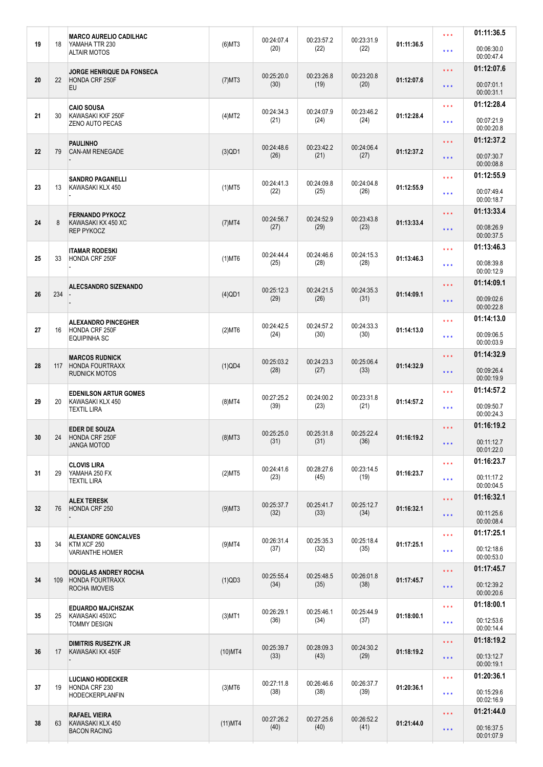| | | | | | | | | | |
|---|---|---|---|---|---|---|---|---|---|
| 19 | 18 | **MARCO AURELIO CADILHAC**<br>YAMAHA TTR 230<br>ALTAIR MOTOS | (6)MT3 | 00:24:07.4<br>(20) | 00:23:57.2<br>(22) | 00:23:31.9<br>(22) | 01:11:36.5 | \*\*\*<br>\*\*\* | **01:11:36.5**<br>00:06:30.0<br>00:00:47.4 |
| 20 | 22 | **JORGE HENRIQUE DA FONSECA**<br>HONDA CRF 250F<br>EU | (7)MT3 | 00:25:20.0<br>(30) | 00:23:26.8<br>(19) | 00:23:20.8<br>(20) | 01:12:07.6 | \*\*\*<br>\*\*\* | **01:12:07.6**<br>00:07:01.1<br>00:00:31.1 |
| 21 | 30 | **CAIO SOUSA**<br>KAWASAKI KXF 250F<br>ZENO AUTO PECAS | (4)MT2 | 00:24:34.3<br>(21) | 00:24:07.9<br>(24) | 00:23:46.2<br>(24) | 01:12:28.4 | \*\*\*<br>\*\*\* | **01:12:28.4**<br>00:07:21.9<br>00:00:20.8 |
| 22 | 79 | **PAULINHO**<br>CAN-AM RENEGADE<br>- | (3)QD1 | 00:24:48.6<br>(26) | 00:23:42.2<br>(21) | 00:24:06.4<br>(27) | 01:12:37.2 | \*\*\*<br>\*\*\* | **01:12:37.2**<br>00:07:30.7<br>00:00:08.8 |
| 23 | 13 | **SANDRO PAGANELLI**<br>KAWASAKI KLX 450<br>- | (1)MT5 | 00:24:41.3<br>(22) | 00:24:09.8<br>(25) | 00:24:04.8<br>(26) | 01:12:55.9 | \*\*\*<br>\*\*\* | **01:12:55.9**<br>00:07:49.4<br>00:00:18.7 |
| 24 | 8 | **FERNANDO PYKOCZ**<br>KAWASAKI KX 450 XC<br>REP PYKOCZ | (7)MT4 | 00:24:56.7<br>(27) | 00:24:52.9<br>(29) | 00:23:43.8<br>(23) | 01:13:33.4 | \*\*\*<br>\*\*\* | **01:13:33.4**<br>00:08:26.9<br>00:00:37.5 |
| 25 | 33 | **ITAMAR RODESKI**<br>HONDA CRF 250F<br>- | (1)MT6 | 00:24:44.4<br>(25) | 00:24:46.6<br>(28) | 00:24:15.3<br>(28) | 01:13:46.3 | \*\*\*<br>\*\*\* | **01:13:46.3**<br>00:08:39.8<br>00:00:12.9 |
| 26 | 234 | **ALECSANDRO SIZENANDO**<br>-<br>- | (4)QD1 | 00:25:12.3<br>(29) | 00:24:21.5<br>(26) | 00:24:35.3<br>(31) | 01:14:09.1 | \*\*\*<br>\*\*\* | **01:14:09.1**<br>00:09:02.6<br>00:00:22.8 |
| 27 | 16 | **ALEXANDRO PINCEGHER**<br>HONDA CRF 250F<br>EQUIPINHA SC | (2)MT6 | 00:24:42.5<br>(24) | 00:24:57.2<br>(30) | 00:24:33.3<br>(30) | 01:14:13.0 | \*\*\*<br>\*\*\* | **01:14:13.0**<br>00:09:06.5<br>00:00:03.9 |
| 28 | 117 | **MARCOS RUDNICK**<br>HONDA FOURTRAXX<br>RUDNICK MOTOS | (1)QD4 | 00:25:03.2<br>(28) | 00:24:23.3<br>(27) | 00:25:06.4<br>(33) | 01:14:32.9 | \*\*\*<br>\*\*\* | **01:14:32.9**<br>00:09:26.4<br>00:00:19.9 |
| 29 | 20 | **EDENILSON ARTUR GOMES**<br>KAWASAKI KLX 450<br>TEXTIL LIRA | (8)MT4 | 00:27:25.2<br>(39) | 00:24:00.2<br>(23) | 00:23:31.8<br>(21) | 01:14:57.2 | \*\*\*<br>\*\*\* | **01:14:57.2**<br>00:09:50.7<br>00:00:24.3 |
| 30 | 24 | **EDER DE SOUZA**<br>HONDA CRF 250F<br>JANGA MOTOD | (8)MT3 | 00:25:25.0<br>(31) | 00:25:31.8<br>(31) | 00:25:22.4<br>(36) | 01:16:19.2 | \*\*\*<br>\*\*\* | **01:16:19.2**<br>00:11:12.7<br>00:01:22.0 |
| 31 | 29 | **CLOVIS LIRA**<br>YAMAHA 250 FX<br>TEXTIL LIRA | (2)MT5 | 00:24:41.6<br>(23) | 00:28:27.6<br>(45) | 00:23:14.5<br>(19) | 01:16:23.7 | \*\*\*<br>\*\*\* | **01:16:23.7**<br>00:11:17.2<br>00:00:04.5 |
| 32 | 76 | **ALEX TERESK**<br>HONDA CRF 250<br>- | (9)MT3 | 00:25:37.7<br>(32) | 00:25:41.7<br>(33) | 00:25:12.7<br>(34) | 01:16:32.1 | \*\*\*<br>\*\*\* | **01:16:32.1**<br>00:11:25.6<br>00:00:08.4 |
| 33 | 34 | **ALEXANDRE GONCALVES**<br>KTM XCF 250<br>VARIANTHE HOMER | (9)MT4 | 00:26:31.4<br>(37) | 00:25:35.3<br>(32) | 00:25:18.4<br>(35) | 01:17:25.1 | \*\*\*<br>\*\*\* | **01:17:25.1**<br>00:12:18.6<br>00:00:53.0 |
| 34 | 109 | **DOUGLAS ANDREY ROCHA**<br>HONDA FOURTRAXX<br>ROCHA IMOVEIS | (1)QD3 | 00:25:55.4<br>(34) | 00:25:48.5<br>(35) | 00:26:01.8<br>(38) | 01:17:45.7 | \*\*\*<br>\*\*\* | **01:17:45.7**<br>00:12:39.2<br>00:00:20.6 |
| 35 | 25 | **EDUARDO MAJCHSZAK**<br>KAWASAKI 450XC<br>TOMMY DESIGN | (3)MT1 | 00:26:29.1<br>(36) | 00:25:46.1<br>(34) | 00:25:44.9<br>(37) | 01:18:00.1 | \*\*\*<br>\*\*\* | **01:18:00.1**<br>00:12:53.6<br>00:00:14.4 |
| 36 | 17 | **DIMITRIS RUSEZYK JR**<br>KAWASAKI KX 450F<br>- | (10)MT4 | 00:25:39.7<br>(33) | 00:28:09.3<br>(43) | 00:24:30.2<br>(29) | 01:18:19.2 | \*\*\*<br>\*\*\* | **01:18:19.2**<br>00:13:12.7<br>00:00:19.1 |
| 37 | 19 | **LUCIANO HODECKER**<br>HONDA CRF 230<br>HODECKERPLANFIN | (3)MT6 | 00:27:11.8<br>(38) | 00:26:46.6<br>(38) | 00:26:37.7<br>(39) | 01:20:36.1 | \*\*\*<br>\*\*\* | **01:20:36.1**<br>00:15:29.6<br>00:02:16.9 |
| 38 | 63 | **RAFAEL VIEIRA**<br>KAWASAKI KLX 450<br>BACON RACING | (11)MT4 | 00:27:26.2<br>(40) | 00:27:25.6<br>(40) | 00:26:52.2<br>(41) | 01:21:44.0 | \*\*\*<br>\*\*\* | **01:21:44.0**<br>00:16:37.5<br>00:01:07.9 |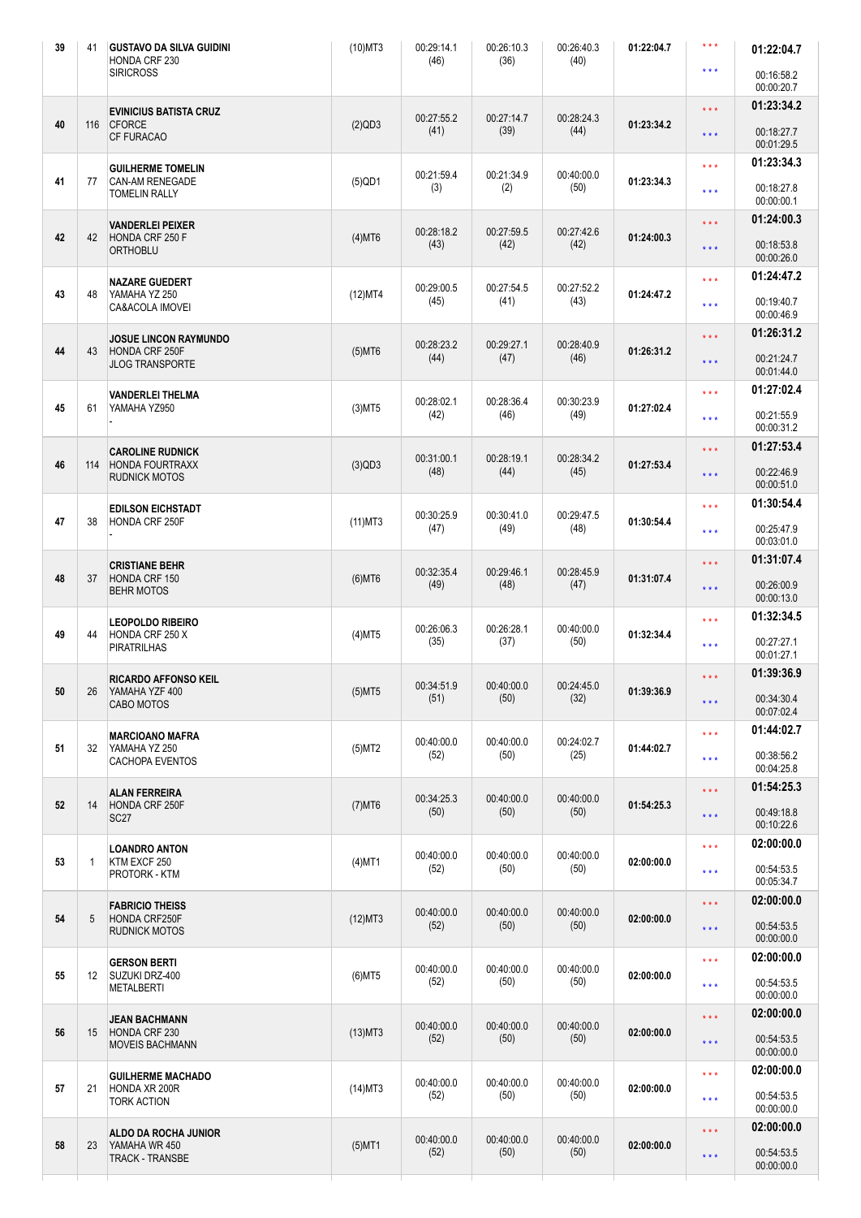| | | | | | | | | | |
|---|---|---|---|---|---|---|---|---|---|
| 39 | 41 | GUSTAVO DA SILVA GUIDINI<br>HONDA CRF 230<br>SIRICROSS | (10)MT3 | 00:29:14.1<br>(46) | 00:26:10.3<br>(36) | 00:26:40.3<br>(40) | 01:22:04.7 | \*\*\*<br>\*\*\* | 01:22:04.7<br>00:16:58.2<br>00:00:20.7 |
| 40 | 116 | EVINICIUS BATISTA CRUZ<br>CFORCE<br>CF FURACAO | (2)QD3 | 00:27:55.2<br>(41) | 00:27:14.7<br>(39) | 00:28:24.3<br>(44) | 01:23:34.2 | \*\*\*<br>\*\*\* | 01:23:34.2<br>00:18:27.7<br>00:01:29.5 |
| 41 | 77 | GUILHERME TOMELIN<br>CAN-AM RENEGADE<br>TOMELIN RALLY | (5)QD1 | 00:21:59.4<br>(3) | 00:21:34.9<br>(2) | 00:40:00.0<br>(50) | 01:23:34.3 | \*\*\*<br>\*\*\* | 01:23:34.3<br>00:18:27.8<br>00:00:00.1 |
| 42 | 42 | VANDERLEI PEIXER<br>HONDA CRF 250 F<br>ORTHOBLU | (4)MT6 | 00:28:18.2<br>(43) | 00:27:59.5<br>(42) | 00:27:42.6<br>(42) | 01:24:00.3 | \*\*\*<br>\*\*\* | 01:24:00.3<br>00:18:53.8<br>00:00:26.0 |
| 43 | 48 | NAZARE GUEDERT<br>YAMAHA YZ 250<br>CA&ACOLA IMOVEI | (12)MT4 | 00:29:00.5<br>(45) | 00:27:54.5<br>(41) | 00:27:52.2<br>(43) | 01:24:47.2 | \*\*\*<br>\*\*\* | 01:24:47.2<br>00:19:40.7<br>00:00:46.9 |
| 44 | 43 | JOSUE LINCON RAYMUNDO<br>HONDA CRF 250F<br>JLOG TRANSPORTE | (5)MT6 | 00:28:23.2<br>(44) | 00:29:27.1<br>(47) | 00:28:40.9<br>(46) | 01:26:31.2 | \*\*\*<br>\*\*\* | 01:26:31.2<br>00:21:24.7<br>00:01:44.0 |
| 45 | 61 | VANDERLEI THELMA<br>YAMAHA YZ950<br>- | (3)MT5 | 00:28:02.1<br>(42) | 00:28:36.4<br>(46) | 00:30:23.9<br>(49) | 01:27:02.4 | \*\*\*<br>\*\*\* | 01:27:02.4<br>00:21:55.9<br>00:00:31.2 |
| 46 | 114 | CAROLINE RUDNICK<br>HONDA FOURTRAXX<br>RUDNICK MOTOS | (3)QD3 | 00:31:00.1<br>(48) | 00:28:19.1<br>(44) | 00:28:34.2<br>(45) | 01:27:53.4 | \*\*\*<br>\*\*\* | 01:27:53.4<br>00:22:46.9<br>00:00:51.0 |
| 47 | 38 | EDILSON EICHSTADT<br>HONDA CRF 250F<br>- | (11)MT3 | 00:30:25.9<br>(47) | 00:30:41.0<br>(49) | 00:29:47.5<br>(48) | 01:30:54.4 | \*\*\*<br>\*\*\* | 01:30:54.4<br>00:25:47.9<br>00:03:01.0 |
| 48 | 37 | CRISTIANE BEHR<br>HONDA CRF 150<br>BEHR MOTOS | (6)MT6 | 00:32:35.4<br>(49) | 00:29:46.1<br>(48) | 00:28:45.9<br>(47) | 01:31:07.4 | \*\*\*<br>\*\*\* | 01:31:07.4<br>00:26:00.9<br>00:00:13.0 |
| 49 | 44 | LEOPOLDO RIBEIRO<br>HONDA CRF 250 X<br>PIRATRILHAS | (4)MT5 | 00:26:06.3<br>(35) | 00:26:28.1<br>(37) | 00:40:00.0<br>(50) | 01:32:34.4 | \*\*\*<br>\*\*\* | 01:32:34.5<br>00:27:27.1<br>00:01:27.1 |
| 50 | 26 | RICARDO AFFONSO KEIL<br>YAMAHA YZF 400<br>CABO MOTOS | (5)MT5 | 00:34:51.9<br>(51) | 00:40:00.0<br>(50) | 00:24:45.0<br>(32) | 01:39:36.9 | \*\*\*<br>\*\*\* | 01:39:36.9<br>00:34:30.4<br>00:07:02.4 |
| 51 | 32 | MARCIOANO MAFRA<br>YAMAHA YZ 250<br>CACHOPA EVENTOS | (5)MT2 | 00:40:00.0<br>(52) | 00:40:00.0<br>(50) | 00:24:02.7<br>(25) | 01:44:02.7 | \*\*\*<br>\*\*\* | 01:44:02.7<br>00:38:56.2<br>00:04:25.8 |
| 52 | 14 | ALAN FERREIRA<br>HONDA CRF 250F<br>SC27 | (7)MT6 | 00:34:25.3<br>(50) | 00:40:00.0<br>(50) | 00:40:00.0<br>(50) | 01:54:25.3 | \*\*\*<br>\*\*\* | 01:54:25.3<br>00:49:18.8<br>00:10:22.6 |
| 53 | 1 | LOANDRO ANTON<br>KTM EXCF 250<br>PROTORK - KTM | (4)MT1 | 00:40:00.0<br>(52) | 00:40:00.0<br>(50) | 00:40:00.0<br>(50) | 02:00:00.0 | \*\*\*<br>\*\*\* | 02:00:00.0<br>00:54:53.5<br>00:05:34.7 |
| 54 | 5 | FABRICIO THEISS<br>HONDA CRF250F<br>RUDNICK MOTOS | (12)MT3 | 00:40:00.0<br>(52) | 00:40:00.0<br>(50) | 00:40:00.0<br>(50) | 02:00:00.0 | \*\*\*<br>\*\*\* | 02:00:00.0<br>00:54:53.5<br>00:00:00.0 |
| 55 | 12 | GERSON BERTI<br>SUZUKI DRZ-400<br>METALBERTI | (6)MT5 | 00:40:00.0<br>(52) | 00:40:00.0<br>(50) | 00:40:00.0<br>(50) | 02:00:00.0 | \*\*\*<br>\*\*\* | 02:00:00.0<br>00:54:53.5<br>00:00:00.0 |
| 56 | 15 | JEAN BACHMANN<br>HONDA CRF 230<br>MOVEIS BACHMANN | (13)MT3 | 00:40:00.0<br>(52) | 00:40:00.0<br>(50) | 00:40:00.0<br>(50) | 02:00:00.0 | \*\*\*<br>\*\*\* | 02:00:00.0<br>00:54:53.5<br>00:00:00.0 |
| 57 | 21 | GUILHERME MACHADO<br>HONDA XR 200R<br>TORK ACTION | (14)MT3 | 00:40:00.0<br>(52) | 00:40:00.0<br>(50) | 00:40:00.0<br>(50) | 02:00:00.0 | \*\*\*<br>\*\*\* | 02:00:00.0<br>00:54:53.5<br>00:00:00.0 |
| 58 | 23 | ALDO DA ROCHA JUNIOR<br>YAMAHA WR 450<br>TRACK - TRANSBE | (5)MT1 | 00:40:00.0<br>(52) | 00:40:00.0<br>(50) | 00:40:00.0<br>(50) | 02:00:00.0 | \*\*\*<br>\*\*\* | 02:00:00.0<br>00:54:53.5<br>00:00:00.0 |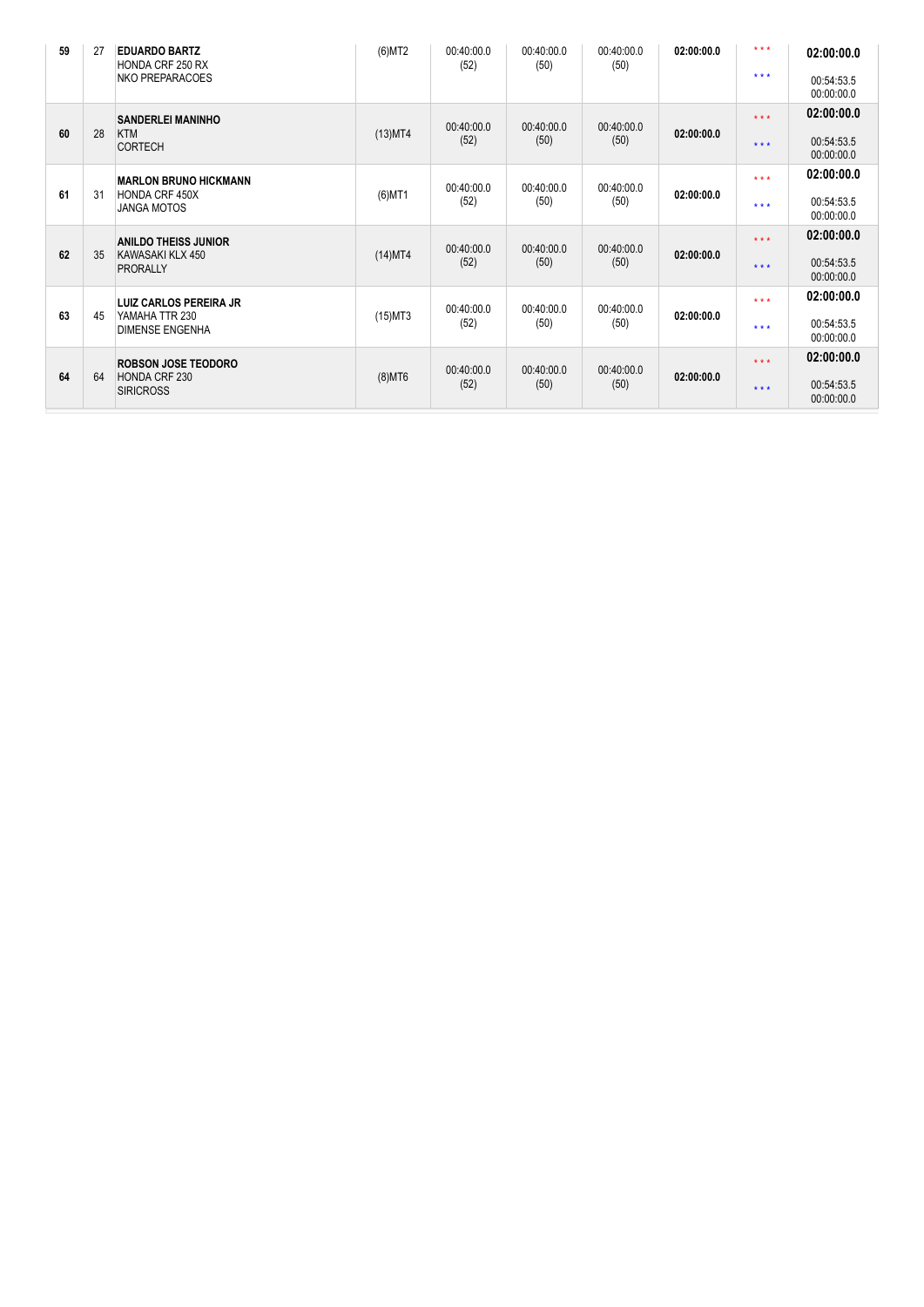| | | | | | | | | | |
|---|---|---|---|---|---|---|---|---|---|
| 59 | 27 | **EDUARDO BARTZ**<br>HONDA CRF 250 RX<br>NKO PREPARACOES | (6)MT2 | 00:40:00.0<br>(52) | 00:40:00.0<br>(50) | 00:40:00.0<br>(50) | **02:00:00.0** | \*\*\*<br>\*\*\* | **02:00:00.0**<br>00:54:53.5<br>00:00:00.0 |
| 60 | 28 | **SANDERLEI MANINHO**<br>KTM<br>CORTECH | (13)MT4 | 00:40:00.0<br>(52) | 00:40:00.0<br>(50) | 00:40:00.0<br>(50) | **02:00:00.0** | \*\*\*<br>\*\*\* | **02:00:00.0**<br>00:54:53.5<br>00:00:00.0 |
| 61 | 31 | **MARLON BRUNO HICKMANN**<br>HONDA CRF 450X<br>JANGA MOTOS | (6)MT1 | 00:40:00.0<br>(52) | 00:40:00.0<br>(50) | 00:40:00.0<br>(50) | **02:00:00.0** | \*\*\*<br>\*\*\* | **02:00:00.0**<br>00:54:53.5<br>00:00:00.0 |
| 62 | 35 | **ANILDO THEISS JUNIOR**<br>KAWASAKI KLX 450<br>PRORALLY | (14)MT4 | 00:40:00.0<br>(52) | 00:40:00.0<br>(50) | 00:40:00.0<br>(50) | **02:00:00.0** | \*\*\*<br>\*\*\* | **02:00:00.0**<br>00:54:53.5<br>00:00:00.0 |
| 63 | 45 | **LUIZ CARLOS PEREIRA JR**<br>YAMAHA TTR 230<br>DIMENSE ENGENHA | (15)MT3 | 00:40:00.0<br>(52) | 00:40:00.0<br>(50) | 00:40:00.0<br>(50) | **02:00:00.0** | \*\*\*<br>\*\*\* | **02:00:00.0**<br>00:54:53.5<br>00:00:00.0 |
| 64 | 64 | **ROBSON JOSE TEODORO**<br>HONDA CRF 230<br>SIRICROSS | (8)MT6 | 00:40:00.0<br>(52) | 00:40:00.0<br>(50) | 00:40:00.0<br>(50) | **02:00:00.0** | \*\*\*<br>\*\*\* | **02:00:00.0**<br>00:54:53.5<br>00:00:00.0 |